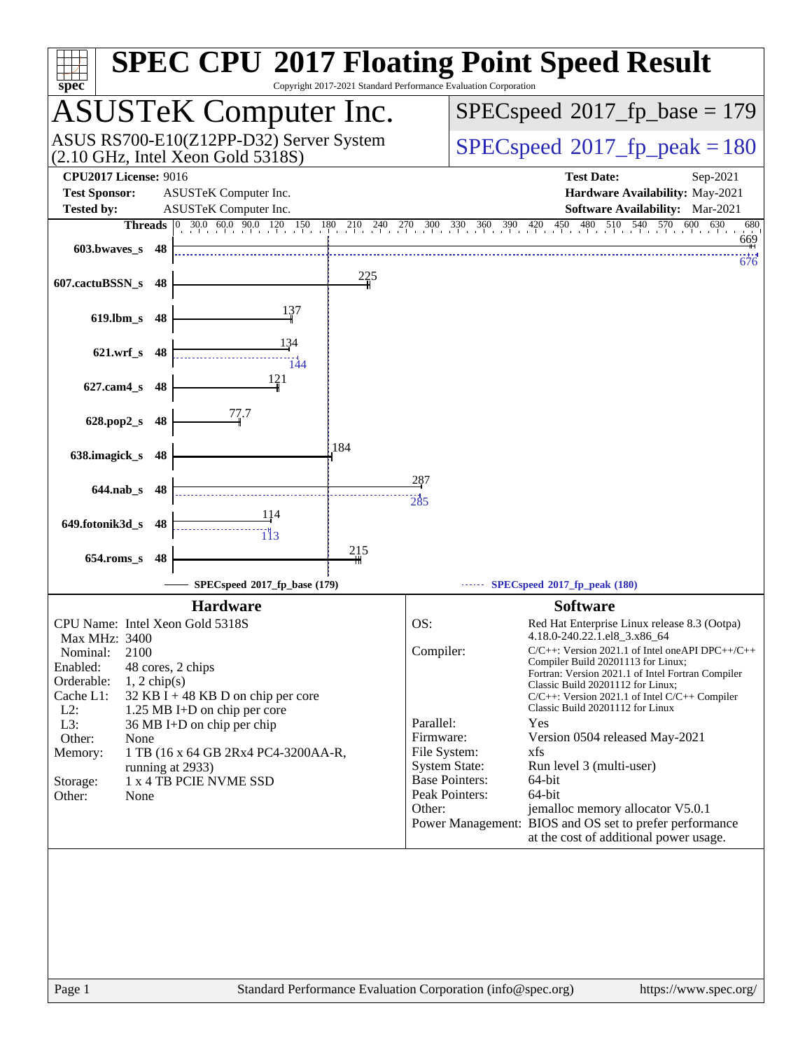# SPEC CPU 2017 Floating Point Speed Result

Copyright 2017-2021 Standard Performance Evaluation Corporation

## ASUSTeK Computer Inc.

ASUS RS700-E10(Z12PP-D32) Server System
(2.10 GHz, Intel Xeon Gold 5318S)

SPECspeed 2017_fp_base = 179

SPECspeed 2017_fp_peak = 180

| | | | |
|---|---|---|---|
| **CPU2017 License:** | 9016 | **Test Date:** | Sep-2021 |
| **Test Sponsor:** | ASUSTeK Computer Inc. | **Hardware Availability:** | May-2021 |
| **Tested by:** | ASUSTeK Computer Inc. | **Software Availability:** | Mar-2021 |

| Benchmark | Threads | Base | Peak |
|---|---|---|---|
| 603.bwaves_s | 48 | 669 | 676 |
| 607.cactuBSSN_s | 48 | 225 | |
| 619.lbm_s | 48 | 137 | |
| 621.wrf_s | 48 | 134 | 144 |
| 627.cam4_s | 48 | 121 | |
| 628.pop2_s | 48 | 77.7 | |
| 638.imagick_s | 48 | 184 | |
| 644.nab_s | 48 | 287 | 285 |
| 649.fotonik3d_s | 48 | 114 | 113 |
| 654.roms_s | 48 | 215 | |

SPECspeed 2017_fp_base (179) ------ SPECspeed 2017_fp_peak (180)

### Hardware

| | |
|---|---|
| CPU Name: | Intel Xeon Gold 5318S |
| Max MHz: | 3400 |
| Nominal: | 2100 |
| Enabled: | 48 cores, 2 chips |
| Orderable: | 1, 2 chip(s) |
| Cache L1: | 32 KB I + 48 KB D on chip per core |
| L2: | 1.25 MB I+D on chip per core |
| L3: | 36 MB I+D on chip per chip |
| Other: | None |
| Memory: | 1 TB (16 x 64 GB 2Rx4 PC4-3200AA-R, running at 2933) |
| Storage: | 1 x 4 TB PCIE NVME SSD |
| Other: | None |

### Software

| | |
|---|---|
| OS: | Red Hat Enterprise Linux release 8.3 (Ootpa) 4.18.0-240.22.1.el8_3.x86_64 |
| Compiler: | C/C++: Version 2021.1 of Intel oneAPI DPC++/C++ Compiler Build 20201113 for Linux; Fortran: Version 2021.1 of Intel Fortran Compiler Classic Build 20201112 for Linux; C/C++: Version 2021.1 of Intel C/C++ Compiler Classic Build 20201112 for Linux |
| Parallel: | Yes |
| Firmware: | Version 0504 released May-2021 |
| File System: | xfs |
| System State: | Run level 3 (multi-user) |
| Base Pointers: | 64-bit |
| Peak Pointers: | 64-bit |
| Other: | jemalloc memory allocator V5.0.1 |
| Power Management: | BIOS and OS set to prefer performance at the cost of additional power usage. |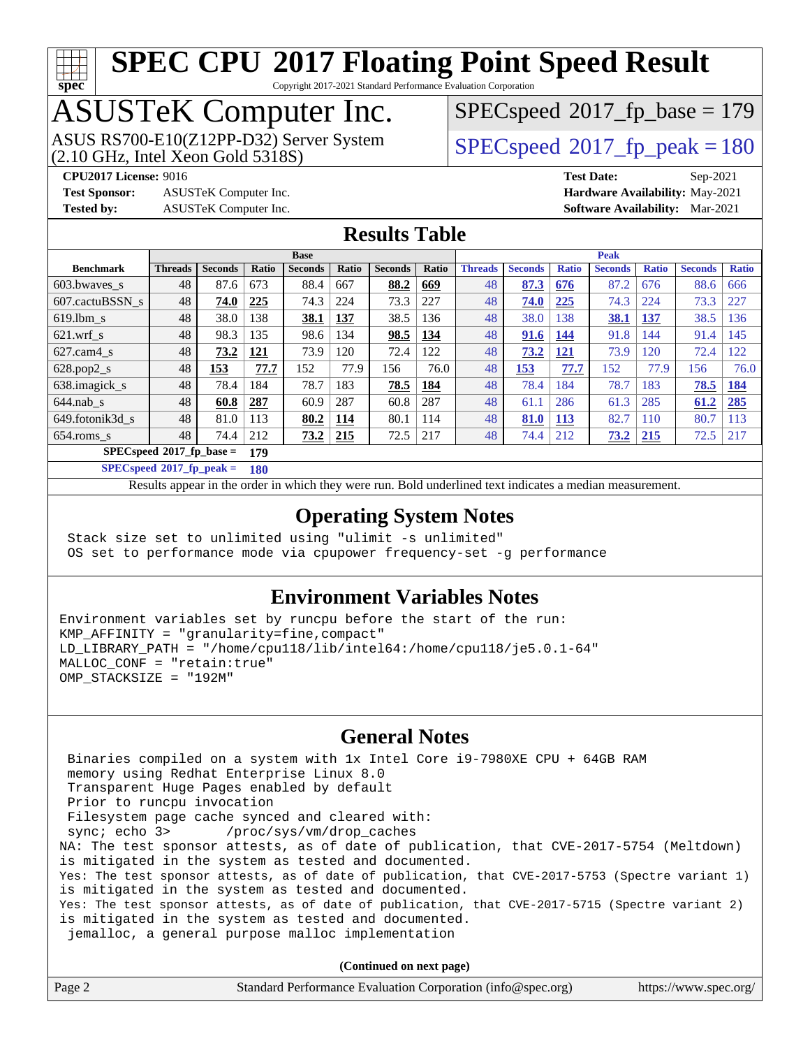# SPEC CPU 2017 Floating Point Speed Result

Copyright 2017-2021 Standard Performance Evaluation Corporation

## ASUSTeK Computer Inc.

ASUS RS700-E10(Z12PP-D32) Server System (2.10 GHz, Intel Xeon Gold 5318S)

SPECspeed 2017_fp_base = 179

SPECspeed 2017_fp_peak = 180

**CPU2017 License:** 9016
**Test Sponsor:** ASUSTeK Computer Inc.
**Tested by:** ASUSTeK Computer Inc.
**Test Date:** Sep-2021
**Hardware Availability:** May-2021
**Software Availability:** Mar-2021

## Results Table

| Benchmark | Base | | | | | | | Peak | | | | | | |
|---|---|---|---|---|---|---|---|---|---|---|---|---|---|---|
| | Threads | Seconds | Ratio | Seconds | Ratio | Seconds | Ratio | Threads | Seconds | Ratio | Seconds | Ratio | Seconds | Ratio |
| 603.bwaves_s | 48 | 87.6 | 673 | 88.4 | 667 | **88.2** | **669** | 48 | **87.3** | **676** | 87.2 | 676 | 88.6 | 666 |
| 607.cactuBSSN_s | 48 | **74.0** | **225** | 74.3 | 224 | 73.3 | 227 | 48 | **74.0** | **225** | 74.3 | 224 | 73.3 | 227 |
| 619.lbm_s | 48 | 38.0 | 138 | **38.1** | **137** | 38.5 | 136 | 48 | 38.0 | 138 | **38.1** | **137** | 38.5 | 136 |
| 621.wrf_s | 48 | 98.3 | 135 | 98.6 | 134 | **98.5** | **134** | 48 | **91.6** | **144** | 91.8 | 144 | 91.4 | 145 |
| 627.cam4_s | 48 | **73.2** | **121** | 73.9 | 120 | 72.4 | 122 | 48 | **73.2** | **121** | 73.9 | 120 | 72.4 | 122 |
| 628.pop2_s | 48 | **153** | **77.7** | 152 | 77.9 | 156 | 76.0 | 48 | **153** | **77.7** | 152 | 77.9 | 156 | 76.0 |
| 638.imagick_s | 48 | 78.4 | 184 | 78.7 | 183 | **78.5** | **184** | 48 | 78.4 | 184 | 78.7 | 183 | **78.5** | **184** |
| 644.nab_s | 48 | **60.8** | **287** | 60.9 | 287 | 60.8 | 287 | 48 | 61.1 | 286 | 61.3 | 285 | **61.2** | **285** |
| 649.fotonik3d_s | 48 | 81.0 | 113 | **80.2** | **114** | 80.1 | 114 | 48 | **81.0** | **113** | 82.7 | 110 | 80.7 | 113 |
| 654.roms_s | 48 | 74.4 | 212 | **73.2** | **215** | 72.5 | 217 | 48 | 74.4 | 212 | **73.2** | **215** | 72.5 | 217 |

**SPECspeed 2017_fp_base = 179**

**SPECspeed 2017_fp_peak = 180**

Results appear in the order in which they were run. Bold underlined text indicates a median measurement.

## Operating System Notes

```
Stack size set to unlimited using "ulimit -s unlimited"
OS set to performance mode via cpupower frequency-set -g performance
```

## Environment Variables Notes

```
Environment variables set by runcpu before the start of the run:
KMP_AFFINITY = "granularity=fine,compact"
LD_LIBRARY_PATH = "/home/cpu118/lib/intel64:/home/cpu118/je5.0.1-64"
MALLOC_CONF = "retain:true"
OMP_STACKSIZE = "192M"
```

## General Notes

```
 Binaries compiled on a system with 1x Intel Core i9-7980XE CPU + 64GB RAM
 memory using Redhat Enterprise Linux 8.0
 Transparent Huge Pages enabled by default
 Prior to runcpu invocation
 Filesystem page cache synced and cleared with:
 sync; echo 3>       /proc/sys/vm/drop_caches
NA: The test sponsor attests, as of date of publication, that CVE-2017-5754 (Meltdown)
is mitigated in the system as tested and documented.
Yes: The test sponsor attests, as of date of publication, that CVE-2017-5753 (Spectre variant 1)
is mitigated in the system as tested and documented.
Yes: The test sponsor attests, as of date of publication, that CVE-2017-5715 (Spectre variant 2)
is mitigated in the system as tested and documented.
 jemalloc, a general purpose malloc implementation
```

**(Continued on next page)**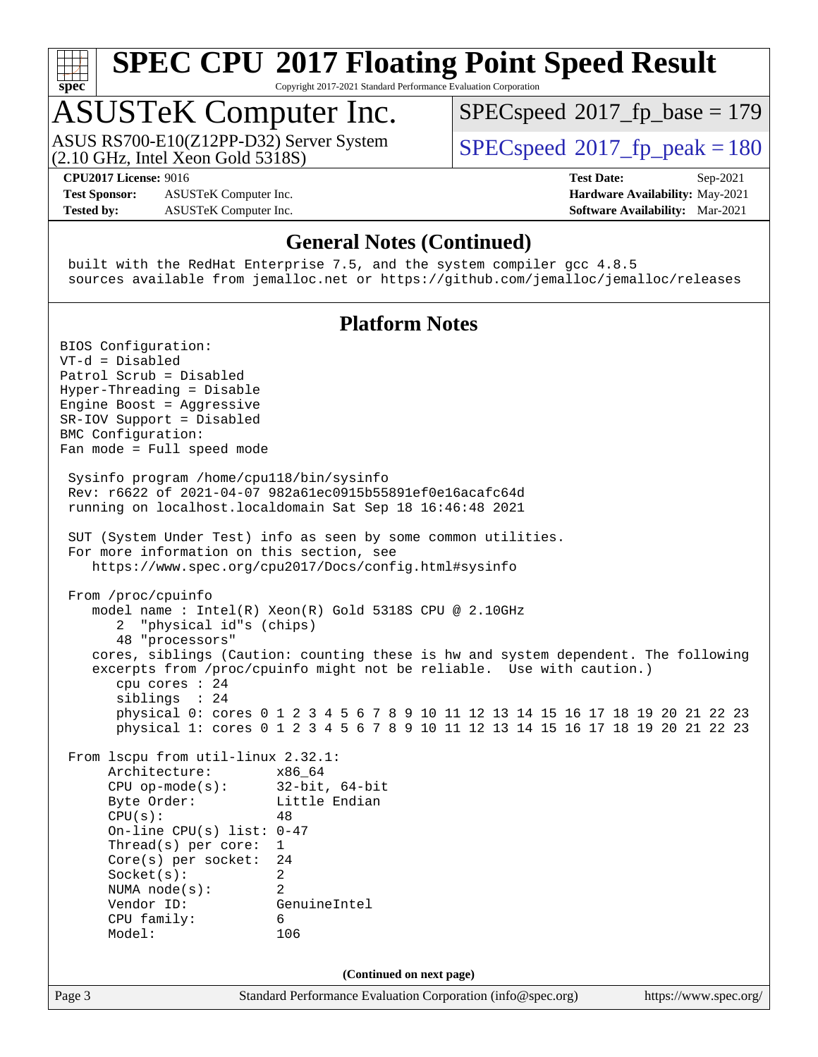## General Notes (Continued)

```
built with the RedHat Enterprise 7.5, and the system compiler gcc 4.8.5
sources available from jemalloc.net or https://github.com/jemalloc/jemalloc/releases
```

## Platform Notes

```
BIOS Configuration:
VT-d = Disabled
Patrol Scrub = Disabled
Hyper-Threading = Disable
Engine Boost = Aggressive
SR-IOV Support = Disabled
BMC Configuration:
Fan mode = Full speed mode

 Sysinfo program /home/cpu118/bin/sysinfo
 Rev: r6622 of 2021-04-07 982a61ec0915b55891ef0e16acafc64d
 running on localhost.localdomain Sat Sep 18 16:46:48 2021

 SUT (System Under Test) info as seen by some common utilities.
 For more information on this section, see
    https://www.spec.org/cpu2017/Docs/config.html#sysinfo

 From /proc/cpuinfo
    model name : Intel(R) Xeon(R) Gold 5318S CPU @ 2.10GHz
       2  "physical id"s (chips)
       48 "processors"
    cores, siblings (Caution: counting these is hw and system dependent. The following
    excerpts from /proc/cpuinfo might not be reliable.  Use with caution.)
       cpu cores : 24
       siblings  : 24
       physical 0: cores 0 1 2 3 4 5 6 7 8 9 10 11 12 13 14 15 16 17 18 19 20 21 22 23
       physical 1: cores 0 1 2 3 4 5 6 7 8 9 10 11 12 13 14 15 16 17 18 19 20 21 22 23

 From lscpu from util-linux 2.32.1:
      Architecture:        x86_64
      CPU op-mode(s):      32-bit, 64-bit
      Byte Order:          Little Endian
      CPU(s):              48
      On-line CPU(s) list: 0-47
      Thread(s) per core:  1
      Core(s) per socket:  24
      Socket(s):           2
      NUMA node(s):        2
      Vendor ID:           GenuineIntel
      CPU family:          6
      Model:               106
```

(Continued on next page)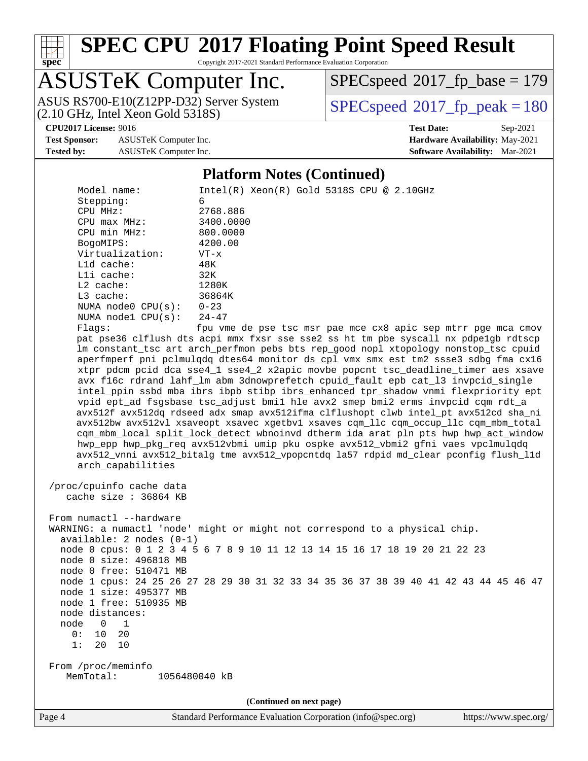## Platform Notes (Continued)

```
     Model name:          Intel(R) Xeon(R) Gold 5318S CPU @ 2.10GHz
     Stepping:            6
     CPU MHz:             2768.886
     CPU max MHz:         3400.0000
     CPU min MHz:         800.0000
     BogoMIPS:            4200.00
     Virtualization:      VT-x
     L1d cache:           48K
     L1i cache:           32K
     L2 cache:            1280K
     L3 cache:            36864K
     NUMA node0 CPU(s):   0-23
     NUMA node1 CPU(s):   24-47
     Flags:               fpu vme de pse tsc msr pae mce cx8 apic sep mtrr pge mca cmov
     pat pse36 clflush dts acpi mmx fxsr sse sse2 ss ht tm pbe syscall nx pdpe1gb rdtscp
     lm constant_tsc art arch_perfmon pebs bts rep_good nopl xtopology nonstop_tsc cpuid
     aperfmperf pni pclmulqdq dtes64 monitor ds_cpl vmx smx est tm2 ssse3 sdbg fma cx16
     xtpr pdcm pcid dca sse4_1 sse4_2 x2apic movbe popcnt tsc_deadline_timer aes xsave
     avx f16c rdrand lahf_lm abm 3dnowprefetch cpuid_fault epb cat_l3 invpcid_single
     intel_ppin ssbd mba ibrs ibpb stibp ibrs_enhanced tpr_shadow vnmi flexpriority ept
     vpid ept_ad fsgsbase tsc_adjust bmi1 hle avx2 smep bmi2 erms invpcid cqm rdt_a
     avx512f avx512dq rdseed adx smap avx512ifma clflushopt clwb intel_pt avx512cd sha_ni
     avx512bw avx512vl xsaveopt xsavec xgetbv1 xsaves cqm_llc cqm_occup_llc cqm_mbm_total
     cqm_mbm_local split_lock_detect wbnoinvd dtherm ida arat pln pts hwp hwp_act_window
     hwp_epp hwp_pkg_req avx512vbmi umip pku ospke avx512_vbmi2 gfni vaes vpclmulqdq
     avx512_vnni avx512_bitalg tme avx512_vpopcntdq la57 rdpid md_clear pconfig flush_l1d
     arch_capabilities

 /proc/cpuinfo cache data
    cache size : 36864 KB

 From numactl --hardware
 WARNING: a numactl 'node' might or might not correspond to a physical chip.
   available: 2 nodes (0-1)
   node 0 cpus: 0 1 2 3 4 5 6 7 8 9 10 11 12 13 14 15 16 17 18 19 20 21 22 23
   node 0 size: 496818 MB
   node 0 free: 510471 MB
   node 1 cpus: 24 25 26 27 28 29 30 31 32 33 34 35 36 37 38 39 40 41 42 43 44 45 46 47
   node 1 size: 495377 MB
   node 1 free: 510935 MB
   node distances:
   node   0   1
     0:  10  20
     1:  20  10

 From /proc/meminfo
    MemTotal:       1056480040 kB
```

(Continued on next page)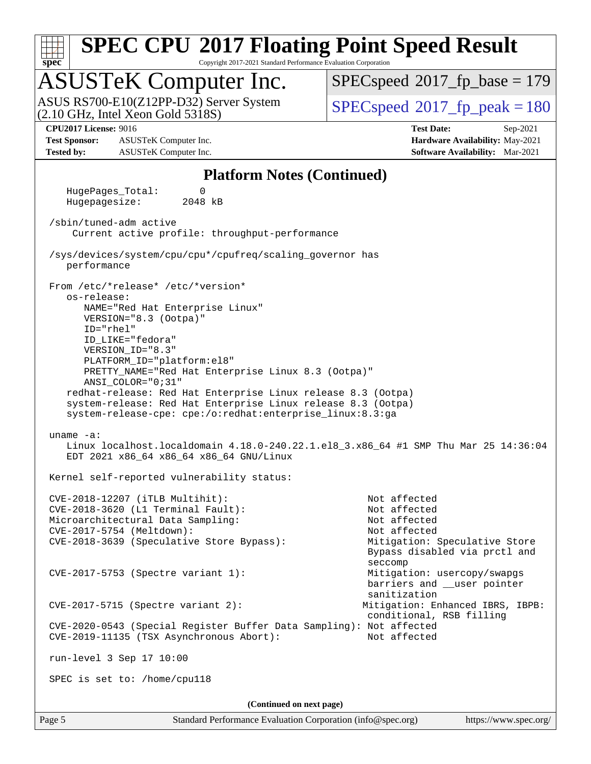## Platform Notes (Continued)

```
   HugePages_Total:       0
   Hugepagesize:       2048 kB

 /sbin/tuned-adm active
     Current active profile: throughput-performance

 /sys/devices/system/cpu/cpu*/cpufreq/scaling_governor has
    performance

 From /etc/*release* /etc/*version*
    os-release:
       NAME="Red Hat Enterprise Linux"
       VERSION="8.3 (Ootpa)"
       ID="rhel"
       ID_LIKE="fedora"
       VERSION_ID="8.3"
       PLATFORM_ID="platform:el8"
       PRETTY_NAME="Red Hat Enterprise Linux 8.3 (Ootpa)"
       ANSI_COLOR="0;31"
    redhat-release: Red Hat Enterprise Linux release 8.3 (Ootpa)
    system-release: Red Hat Enterprise Linux release 8.3 (Ootpa)
    system-release-cpe: cpe:/o:redhat:enterprise_linux:8.3:ga

 uname -a:
    Linux localhost.localdomain 4.18.0-240.22.1.el8_3.x86_64 #1 SMP Thu Mar 25 14:36:04
    EDT 2021 x86_64 x86_64 x86_64 GNU/Linux

 Kernel self-reported vulnerability status:

 CVE-2018-12207 (iTLB Multihit):                          Not affected
 CVE-2018-3620 (L1 Terminal Fault):                       Not affected
 Microarchitectural Data Sampling:                        Not affected
 CVE-2017-5754 (Meltdown):                                Not affected
 CVE-2018-3639 (Speculative Store Bypass):                Mitigation: Speculative Store
                                                          Bypass disabled via prctl and
                                                          seccomp
 CVE-2017-5753 (Spectre variant 1):                       Mitigation: usercopy/swapgs
                                                          barriers and __user pointer
                                                          sanitization
 CVE-2017-5715 (Spectre variant 2):                      Mitigation: Enhanced IBRS, IBPB:
                                                          conditional, RSB filling
 CVE-2020-0543 (Special Register Buffer Data Sampling): Not affected
 CVE-2019-11135 (TSX Asynchronous Abort):                 Not affected

 run-level 3 Sep 17 10:00

 SPEC is set to: /home/cpu118
```

(Continued on next page)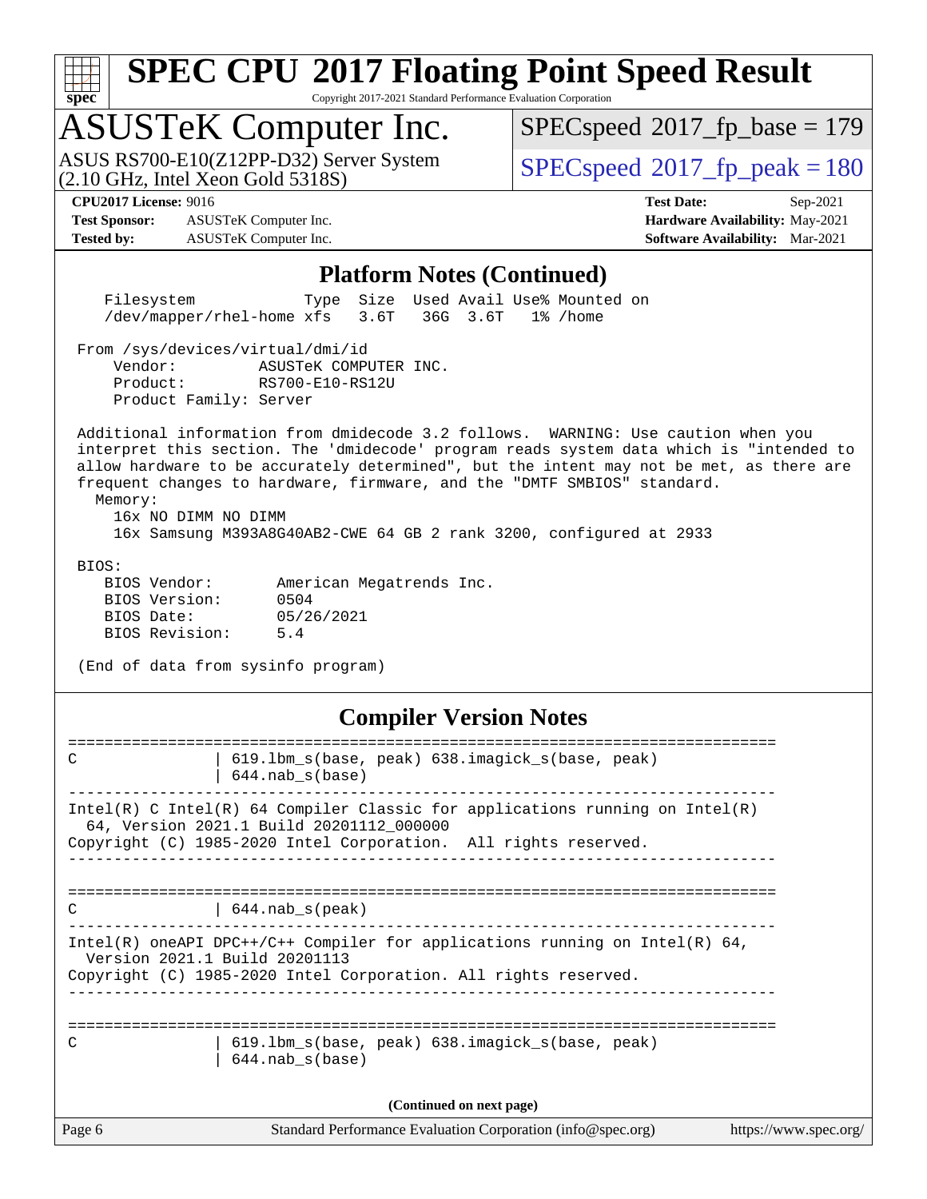# SPEC CPU 2017 Floating Point Speed Result

Copyright 2017-2021 Standard Performance Evaluation Corporation

## ASUSTeK Computer Inc.

ASUS RS700-E10(Z12PP-D32) Server System (2.10 GHz, Intel Xeon Gold 5318S)

SPECspeed 2017_fp_base = 179

SPECspeed 2017_fp_peak = 180

**CPU2017 License:** 9016
**Test Sponsor:** ASUSTeK Computer Inc.
**Tested by:** ASUSTeK Computer Inc.

**Test Date:** Sep-2021
**Hardware Availability:** May-2021
**Software Availability:** Mar-2021

## Platform Notes (Continued)

```
    Filesystem             Type  Size  Used Avail Use% Mounted on
    /dev/mapper/rhel-home xfs   3.6T   36G  3.6T   1% /home

 From /sys/devices/virtual/dmi/id
     Vendor:         ASUSTeK COMPUTER INC.
     Product:        RS700-E10-RS12U
     Product Family: Server

 Additional information from dmidecode 3.2 follows.  WARNING: Use caution when you
 interpret this section. The 'dmidecode' program reads system data which is "intended to
 allow hardware to be accurately determined", but the intent may not be met, as there are
 frequent changes to hardware, firmware, and the "DMTF SMBIOS" standard.
   Memory:
     16x NO DIMM NO DIMM
     16x Samsung M393A8G40AB2-CWE 64 GB 2 rank 3200, configured at 2933

 BIOS:
    BIOS Vendor:       American Megatrends Inc.
    BIOS Version:      0504
    BIOS Date:         05/26/2021
    BIOS Revision:     5.4

 (End of data from sysinfo program)
```

## Compiler Version Notes

```
==============================================================================
C               | 619.lbm_s(base, peak) 638.imagick_s(base, peak)
                | 644.nab_s(base)
------------------------------------------------------------------------------
Intel(R) C Intel(R) 64 Compiler Classic for applications running on Intel(R)
  64, Version 2021.1 Build 20201112_000000
Copyright (C) 1985-2020 Intel Corporation.  All rights reserved.
------------------------------------------------------------------------------

==============================================================================
C               | 644.nab_s(peak)
------------------------------------------------------------------------------
Intel(R) oneAPI DPC++/C++ Compiler for applications running on Intel(R) 64,
  Version 2021.1 Build 20201113
Copyright (C) 1985-2020 Intel Corporation. All rights reserved.
------------------------------------------------------------------------------

==============================================================================
C               | 619.lbm_s(base, peak) 638.imagick_s(base, peak)
                | 644.nab_s(base)
```

(Continued on next page)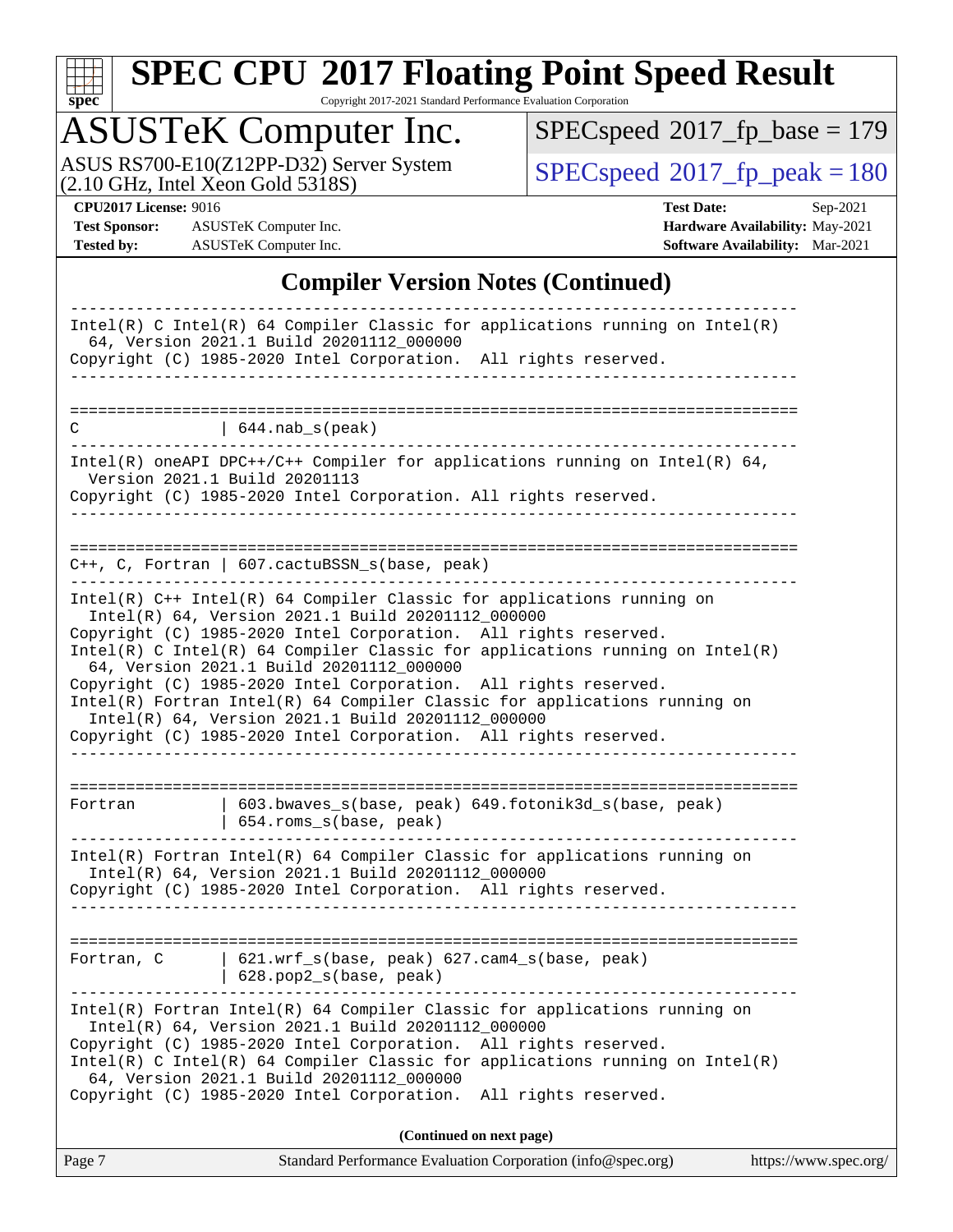## Compiler Version Notes (Continued)

```
------------------------------------------------------------------------------
Intel(R) C Intel(R) 64 Compiler Classic for applications running on Intel(R)
  64, Version 2021.1 Build 20201112_000000
Copyright (C) 1985-2020 Intel Corporation.  All rights reserved.
------------------------------------------------------------------------------

==============================================================================
C               | 644.nab_s(peak)
------------------------------------------------------------------------------
Intel(R) oneAPI DPC++/C++ Compiler for applications running on Intel(R) 64,
  Version 2021.1 Build 20201113
Copyright (C) 1985-2020 Intel Corporation. All rights reserved.
------------------------------------------------------------------------------

==============================================================================
C++, C, Fortran | 607.cactuBSSN_s(base, peak)
------------------------------------------------------------------------------
Intel(R) C++ Intel(R) 64 Compiler Classic for applications running on
  Intel(R) 64, Version 2021.1 Build 20201112_000000
Copyright (C) 1985-2020 Intel Corporation.  All rights reserved.
Intel(R) C Intel(R) 64 Compiler Classic for applications running on Intel(R)
  64, Version 2021.1 Build 20201112_000000
Copyright (C) 1985-2020 Intel Corporation.  All rights reserved.
Intel(R) Fortran Intel(R) 64 Compiler Classic for applications running on
  Intel(R) 64, Version 2021.1 Build 20201112_000000
Copyright (C) 1985-2020 Intel Corporation.  All rights reserved.
------------------------------------------------------------------------------

==============================================================================
Fortran         | 603.bwaves_s(base, peak) 649.fotonik3d_s(base, peak)
                | 654.roms_s(base, peak)
------------------------------------------------------------------------------
Intel(R) Fortran Intel(R) 64 Compiler Classic for applications running on
  Intel(R) 64, Version 2021.1 Build 20201112_000000
Copyright (C) 1985-2020 Intel Corporation.  All rights reserved.
------------------------------------------------------------------------------

==============================================================================
Fortran, C      | 621.wrf_s(base, peak) 627.cam4_s(base, peak)
                | 628.pop2_s(base, peak)
------------------------------------------------------------------------------
Intel(R) Fortran Intel(R) 64 Compiler Classic for applications running on
  Intel(R) 64, Version 2021.1 Build 20201112_000000
Copyright (C) 1985-2020 Intel Corporation.  All rights reserved.
Intel(R) C Intel(R) 64 Compiler Classic for applications running on Intel(R)
  64, Version 2021.1 Build 20201112_000000
Copyright (C) 1985-2020 Intel Corporation.  All rights reserved.
```

**(Continued on next page)**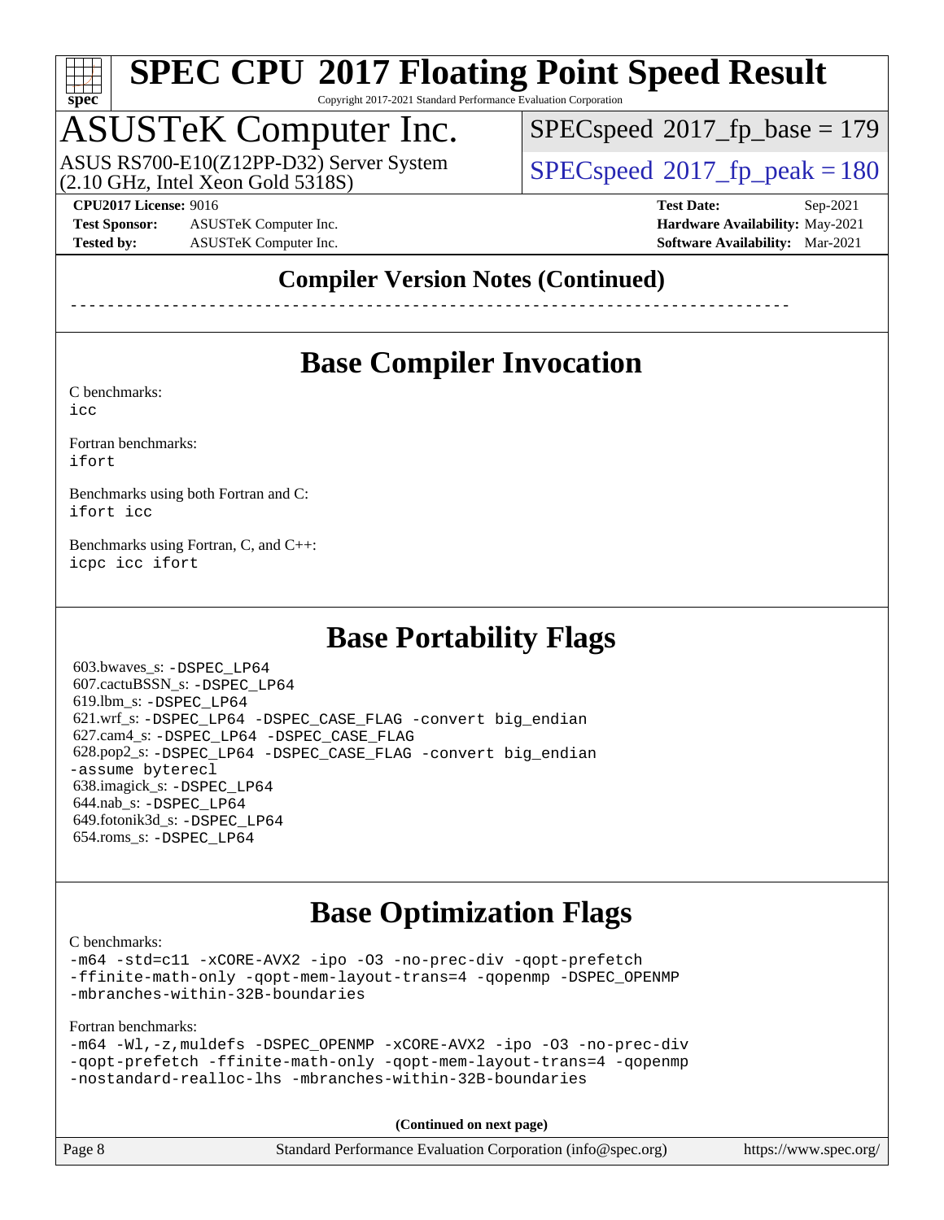# SPEC CPU 2017 Floating Point Speed Result

Copyright 2017-2021 Standard Performance Evaluation Corporation

## ASUSTeK Computer Inc.

ASUS RS700-E10(Z12PP-D32) Server System
(2.10 GHz, Intel Xeon Gold 5318S)

SPECspeed 2017_fp_base = 179

SPECspeed 2017_fp_peak = 180

**CPU2017 License:** 9016
**Test Sponsor:** ASUSTeK Computer Inc.
**Tested by:** ASUSTeK Computer Inc.

**Test Date:** Sep-2021
**Hardware Availability:** May-2021
**Software Availability:** Mar-2021

## Compiler Version Notes (Continued)

------------------------------------------------------------------------------

## Base Compiler Invocation

C benchmarks:
`icc`

Fortran benchmarks:
`ifort`

Benchmarks using both Fortran and C:
`ifort icc`

Benchmarks using Fortran, C, and C++:
`icpc icc ifort`

## Base Portability Flags

603.bwaves_s: `-DSPEC_LP64`
607.cactuBSSN_s: `-DSPEC_LP64`
619.lbm_s: `-DSPEC_LP64`
621.wrf_s: `-DSPEC_LP64 -DSPEC_CASE_FLAG -convert big_endian`
627.cam4_s: `-DSPEC_LP64 -DSPEC_CASE_FLAG`
628.pop2_s: `-DSPEC_LP64 -DSPEC_CASE_FLAG -convert big_endian -assume byterecl`
638.imagick_s: `-DSPEC_LP64`
644.nab_s: `-DSPEC_LP64`
649.fotonik3d_s: `-DSPEC_LP64`
654.roms_s: `-DSPEC_LP64`

## Base Optimization Flags

C benchmarks:
`-m64 -std=c11 -xCORE-AVX2 -ipo -O3 -no-prec-div -qopt-prefetch -ffinite-math-only -qopt-mem-layout-trans=4 -qopenmp -DSPEC_OPENMP -mbranches-within-32B-boundaries`

Fortran benchmarks:
`-m64 -Wl,-z,muldefs -DSPEC_OPENMP -xCORE-AVX2 -ipo -O3 -no-prec-div -qopt-prefetch -ffinite-math-only -qopt-mem-layout-trans=4 -qopenmp -nostandard-realloc-lhs -mbranches-within-32B-boundaries`

**(Continued on next page)**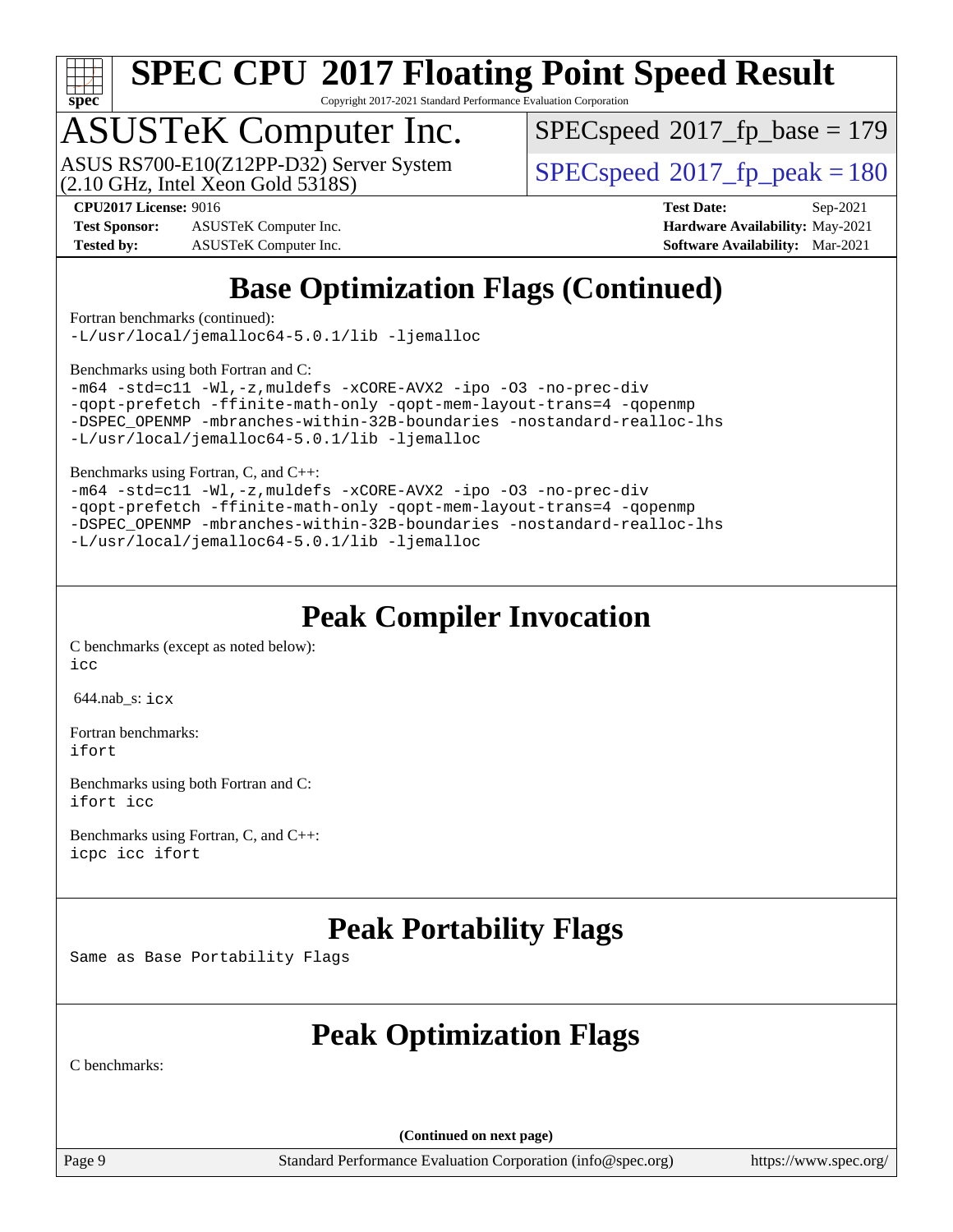# SPEC CPU 2017 Floating Point Speed Result

Copyright 2017-2021 Standard Performance Evaluation Corporation

## ASUSTeK Computer Inc.

ASUS RS700-E10(Z12PP-D32) Server System (2.10 GHz, Intel Xeon Gold 5318S)

SPECspeed 2017_fp_base = 179

SPECspeed 2017_fp_peak = 180

**CPU2017 License:** 9016
**Test Sponsor:** ASUSTeK Computer Inc.
**Tested by:** ASUSTeK Computer Inc.
**Test Date:** Sep-2021
**Hardware Availability:** May-2021
**Software Availability:** Mar-2021

## Base Optimization Flags (Continued)

Fortran benchmarks (continued):
```
-L/usr/local/jemalloc64-5.0.1/lib -ljemalloc
```

Benchmarks using both Fortran and C:
```
-m64 -std=c11 -Wl,-z,muldefs -xCORE-AVX2 -ipo -O3 -no-prec-div
-qopt-prefetch -ffinite-math-only -qopt-mem-layout-trans=4 -qopenmp
-DSPEC_OPENMP -mbranches-within-32B-boundaries -nostandard-realloc-lhs
-L/usr/local/jemalloc64-5.0.1/lib -ljemalloc
```

Benchmarks using Fortran, C, and C++:
```
-m64 -std=c11 -Wl,-z,muldefs -xCORE-AVX2 -ipo -O3 -no-prec-div
-qopt-prefetch -ffinite-math-only -qopt-mem-layout-trans=4 -qopenmp
-DSPEC_OPENMP -mbranches-within-32B-boundaries -nostandard-realloc-lhs
-L/usr/local/jemalloc64-5.0.1/lib -ljemalloc
```

## Peak Compiler Invocation

C benchmarks (except as noted below):
```
icc
```

644.nab_s: `icx`

Fortran benchmarks:
```
ifort
```

Benchmarks using both Fortran and C:
```
ifort icc
```

Benchmarks using Fortran, C, and C++:
```
icpc icc ifort
```

## Peak Portability Flags

Same as Base Portability Flags

## Peak Optimization Flags

C benchmarks:

(Continued on next page)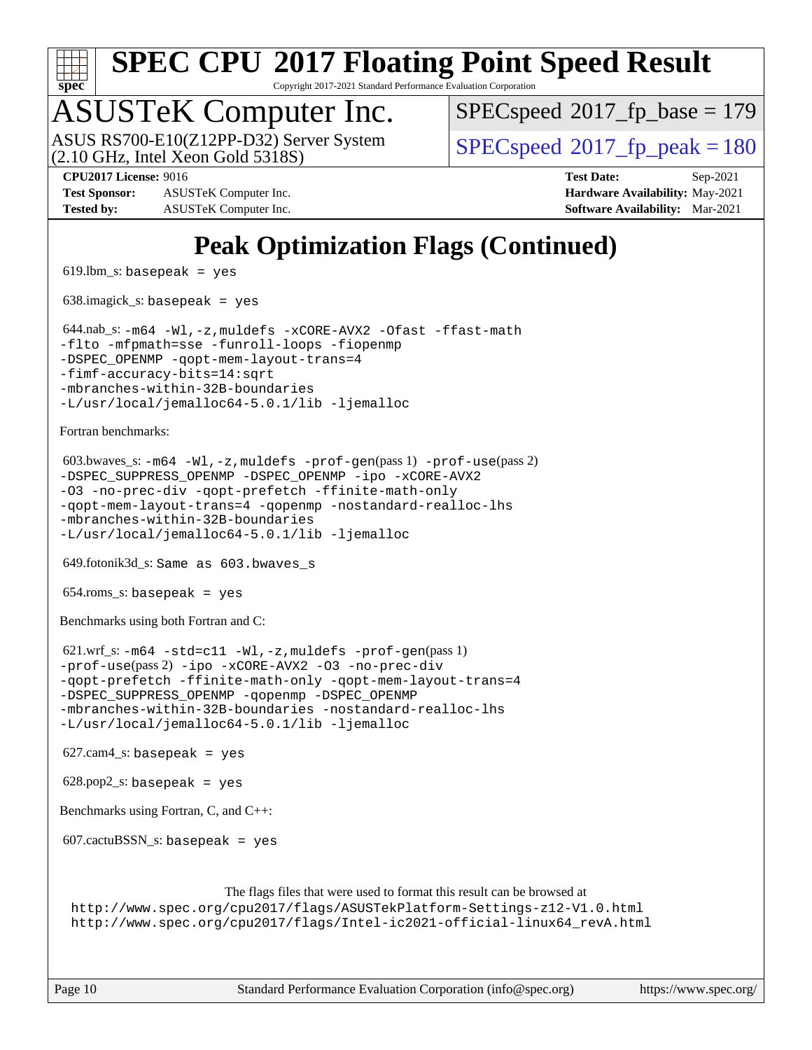# Peak Optimization Flags (Continued)

619.lbm_s: `basepeak = yes`

638.imagick_s: `basepeak = yes`

644.nab_s: `-m64 -Wl,-z,muldefs -xCORE-AVX2 -Ofast -ffast-math -flto -mfpmath=sse -funroll-loops -fiopenmp -DSPEC_OPENMP -qopt-mem-layout-trans=4 -fimf-accuracy-bits=14:sqrt -mbranches-within-32B-boundaries -L/usr/local/jemalloc64-5.0.1/lib -ljemalloc`

Fortran benchmarks:

603.bwaves_s: `-m64 -Wl,-z,muldefs -prof-gen`(pass 1) `-prof-use`(pass 2) `-DSPEC_SUPPRESS_OPENMP -DSPEC_OPENMP -ipo -xCORE-AVX2 -O3 -no-prec-div -qopt-prefetch -ffinite-math-only -qopt-mem-layout-trans=4 -qopenmp -nostandard-realloc-lhs -mbranches-within-32B-boundaries -L/usr/local/jemalloc64-5.0.1/lib -ljemalloc`

649.fotonik3d_s: `Same as 603.bwaves_s`

654.roms_s: `basepeak = yes`

Benchmarks using both Fortran and C:

621.wrf_s: `-m64 -std=c11 -Wl,-z,muldefs -prof-gen`(pass 1) `-prof-use`(pass 2) `-ipo -xCORE-AVX2 -O3 -no-prec-div -qopt-prefetch -ffinite-math-only -qopt-mem-layout-trans=4 -DSPEC_SUPPRESS_OPENMP -qopenmp -DSPEC_OPENMP -mbranches-within-32B-boundaries -nostandard-realloc-lhs -L/usr/local/jemalloc64-5.0.1/lib -ljemalloc`

627.cam4_s: `basepeak = yes`

628.pop2_s: `basepeak = yes`

Benchmarks using Fortran, C, and C++:

607.cactuBSSN_s: `basepeak = yes`

The flags files that were used to format this result can be browsed at
http://www.spec.org/cpu2017/flags/ASUSTekPlatform-Settings-z12-V1.0.html
http://www.spec.org/cpu2017/flags/Intel-ic2021-official-linux64_revA.html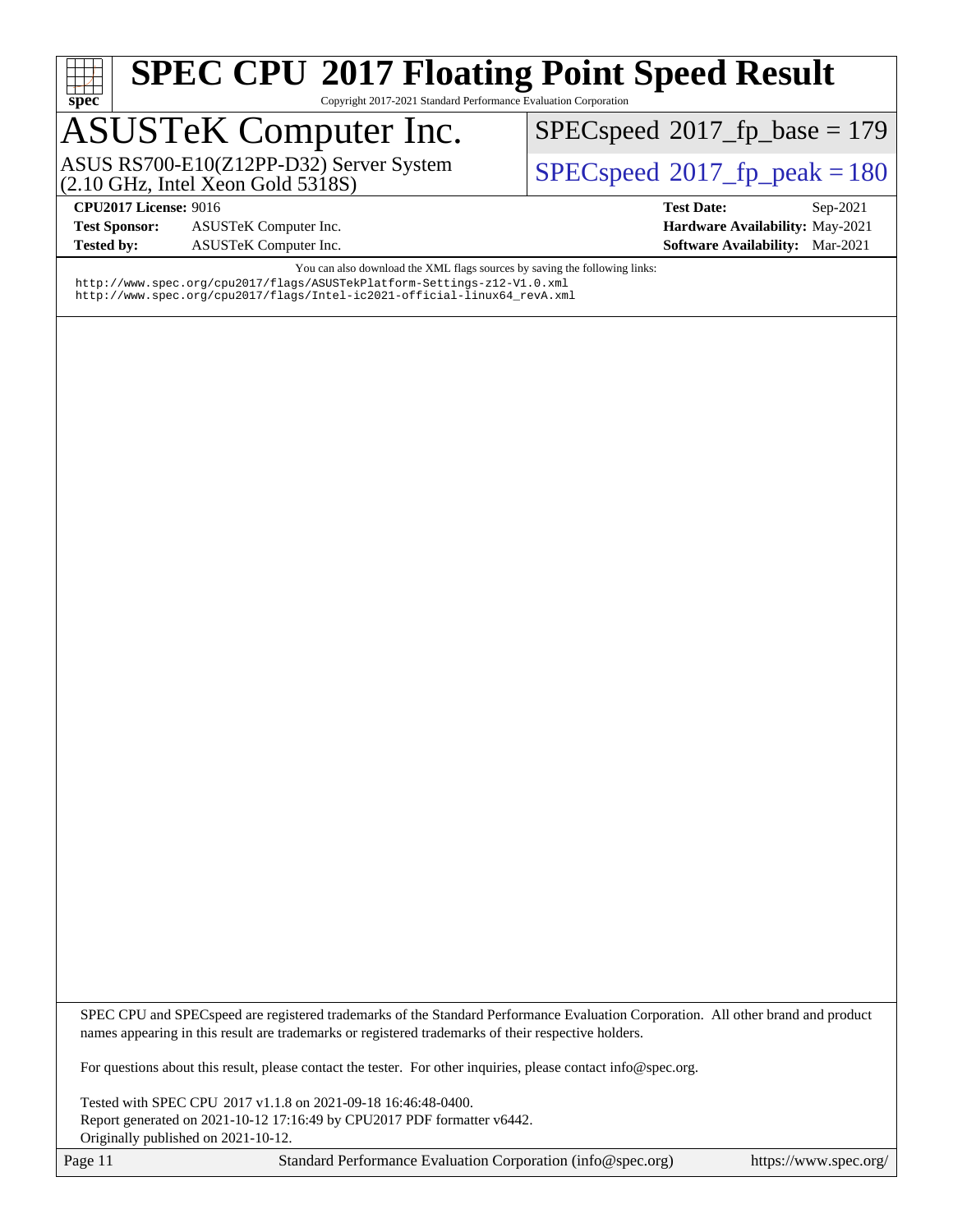You can also download the XML flags sources by saving the following links:
http://www.spec.org/cpu2017/flags/ASUSTekPlatform-Settings-z12-V1.0.xml
http://www.spec.org/cpu2017/flags/Intel-ic2021-official-linux64_revA.xml

SPEC CPU and SPECspeed are registered trademarks of the Standard Performance Evaluation Corporation. All other brand and product names appearing in this result are trademarks or registered trademarks of their respective holders.

For questions about this result, please contact the tester. For other inquiries, please contact info@spec.org.

Tested with SPEC CPU 2017 v1.1.8 on 2021-09-18 16:46:48-0400.
Report generated on 2021-10-12 17:16:49 by CPU2017 PDF formatter v6442.
Originally published on 2021-10-12.